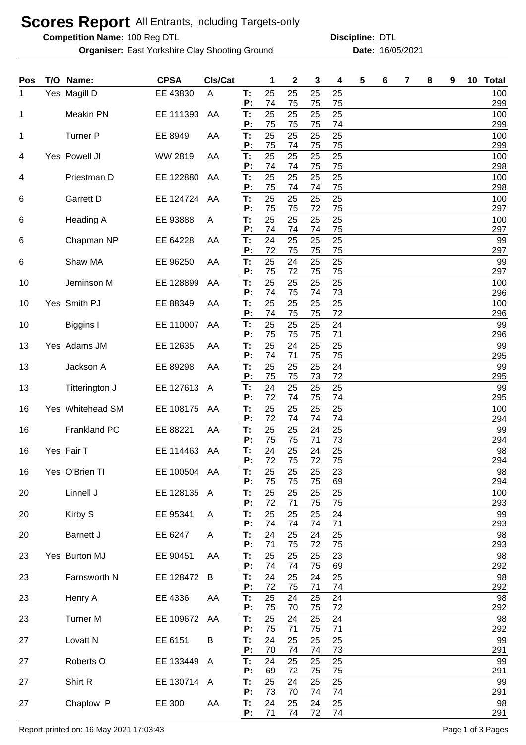# Scores Report All Entrants, including Targets-only

**Competition Name:** 100 Reg DTL **Discipline:** DTL

**Organiser:** East Yorkshire Clay Shooting Ground **Date:** 16/05/2021

| Pos | T/O | Name: | CPSA | Cls/Cat | | 1 | 2 | 3 | 4 | 5 | 6 | 7 | 8 | 9 | 10 | Total |
|---|---|---|---|---|---|---|---|---|---|---|---|---|---|---|---|---|
| 1 | Yes | Magill D | EE 43830 | A | T: | 25 | 25 | 25 | 25 | | | | | | | 100 |
| | | | | | P: | 74 | 75 | 75 | 75 | | | | | | | 299 |
| 1 | | Meakin PN | EE 111393 | AA | T: | 25 | 25 | 25 | 25 | | | | | | | 100 |
| | | | | | P: | 75 | 75 | 75 | 74 | | | | | | | 299 |
| 1 | | Turner P | EE 8949 | AA | T: | 25 | 25 | 25 | 25 | | | | | | | 100 |
| | | | | | P: | 75 | 74 | 75 | 75 | | | | | | | 299 |
| 4 | Yes | Powell JI | WW 2819 | AA | T: | 25 | 25 | 25 | 25 | | | | | | | 100 |
| | | | | | P: | 74 | 74 | 75 | 75 | | | | | | | 298 |
| 4 | | Priestman D | EE 122880 | AA | T: | 25 | 25 | 25 | 25 | | | | | | | 100 |
| | | | | | P: | 75 | 74 | 74 | 75 | | | | | | | 298 |
| 6 | | Garrett D | EE 124724 | AA | T: | 25 | 25 | 25 | 25 | | | | | | | 100 |
| | | | | | P: | 75 | 75 | 72 | 75 | | | | | | | 297 |
| 6 | | Heading A | EE 93888 | A | T: | 25 | 25 | 25 | 25 | | | | | | | 100 |
| | | | | | P: | 74 | 74 | 74 | 75 | | | | | | | 297 |
| 6 | | Chapman NP | EE 64228 | AA | T: | 24 | 25 | 25 | 25 | | | | | | | 99 |
| | | | | | P: | 72 | 75 | 75 | 75 | | | | | | | 297 |
| 6 | | Shaw MA | EE 96250 | AA | T: | 25 | 24 | 25 | 25 | | | | | | | 99 |
| | | | | | P: | 75 | 72 | 75 | 75 | | | | | | | 297 |
| 10 | | Jeminson M | EE 128899 | AA | T: | 25 | 25 | 25 | 25 | | | | | | | 100 |
| | | | | | P: | 74 | 75 | 74 | 73 | | | | | | | 296 |
| 10 | Yes | Smith PJ | EE 88349 | AA | T: | 25 | 25 | 25 | 25 | | | | | | | 100 |
| | | | | | P: | 74 | 75 | 75 | 72 | | | | | | | 296 |
| 10 | | Biggins I | EE 110007 | AA | T: | 25 | 25 | 25 | 24 | | | | | | | 99 |
| | | | | | P: | 75 | 75 | 75 | 71 | | | | | | | 296 |
| 13 | Yes | Adams JM | EE 12635 | AA | T: | 25 | 24 | 25 | 25 | | | | | | | 99 |
| | | | | | P: | 74 | 71 | 75 | 75 | | | | | | | 295 |
| 13 | | Jackson A | EE 89298 | AA | T: | 25 | 25 | 25 | 24 | | | | | | | 99 |
| | | | | | P: | 75 | 75 | 73 | 72 | | | | | | | 295 |
| 13 | | Titterington J | EE 127613 | A | T: | 24 | 25 | 25 | 25 | | | | | | | 99 |
| | | | | | P: | 72 | 74 | 75 | 74 | | | | | | | 295 |
| 16 | Yes | Whitehead SM | EE 108175 | AA | T: | 25 | 25 | 25 | 25 | | | | | | | 100 |
| | | | | | P: | 72 | 74 | 74 | 74 | | | | | | | 294 |
| 16 | | Frankland PC | EE 88221 | AA | T: | 25 | 25 | 24 | 25 | | | | | | | 99 |
| | | | | | P: | 75 | 75 | 71 | 73 | | | | | | | 294 |
| 16 | Yes | Fair T | EE 114463 | AA | T: | 24 | 25 | 24 | 25 | | | | | | | 98 |
| | | | | | P: | 72 | 75 | 72 | 75 | | | | | | | 294 |
| 16 | Yes | O'Brien TI | EE 100504 | AA | T: | 25 | 25 | 25 | 23 | | | | | | | 98 |
| | | | | | P: | 75 | 75 | 75 | 69 | | | | | | | 294 |
| 20 | | Linnell J | EE 128135 | A | T: | 25 | 25 | 25 | 25 | | | | | | | 100 |
| | | | | | P: | 72 | 71 | 75 | 75 | | | | | | | 293 |
| 20 | | Kirby S | EE 95341 | A | T: | 25 | 25 | 25 | 24 | | | | | | | 99 |
| | | | | | P: | 74 | 74 | 74 | 71 | | | | | | | 293 |
| 20 | | Barnett J | EE 6247 | A | T: | 24 | 25 | 24 | 25 | | | | | | | 98 |
| | | | | | P: | 71 | 75 | 72 | 75 | | | | | | | 293 |
| 23 | Yes | Burton MJ | EE 90451 | AA | T: | 25 | 25 | 25 | 23 | | | | | | | 98 |
| | | | | | P: | 74 | 74 | 75 | 69 | | | | | | | 292 |
| 23 | | Farnsworth N | EE 128472 | B | T: | 24 | 25 | 24 | 25 | | | | | | | 98 |
| | | | | | P: | 72 | 75 | 71 | 74 | | | | | | | 292 |
| 23 | | Henry A | EE 4336 | AA | T: | 25 | 24 | 25 | 24 | | | | | | | 98 |
| | | | | | P: | 75 | 70 | 75 | 72 | | | | | | | 292 |
| 23 | | Turner M | EE 109672 | AA | T: | 25 | 24 | 25 | 24 | | | | | | | 98 |
| | | | | | P: | 75 | 71 | 75 | 71 | | | | | | | 292 |
| 27 | | Lovatt N | EE 6151 | B | T: | 24 | 25 | 25 | 25 | | | | | | | 99 |
| | | | | | P: | 70 | 74 | 74 | 73 | | | | | | | 291 |
| 27 | | Roberts O | EE 133449 | A | T: | 24 | 25 | 25 | 25 | | | | | | | 99 |
| | | | | | P: | 69 | 72 | 75 | 75 | | | | | | | 291 |
| 27 | | Shirt R | EE 130714 | A | T: | 25 | 24 | 25 | 25 | | | | | | | 99 |
| | | | | | P: | 73 | 70 | 74 | 74 | | | | | | | 291 |
| 27 | | Chaplow P | EE 300 | AA | T: | 24 | 25 | 24 | 25 | | | | | | | 98 |
| | | | | | P: | 71 | 74 | 72 | 74 | | | | | | | 291 |

Report printed on: 16 May 2021 17:03:43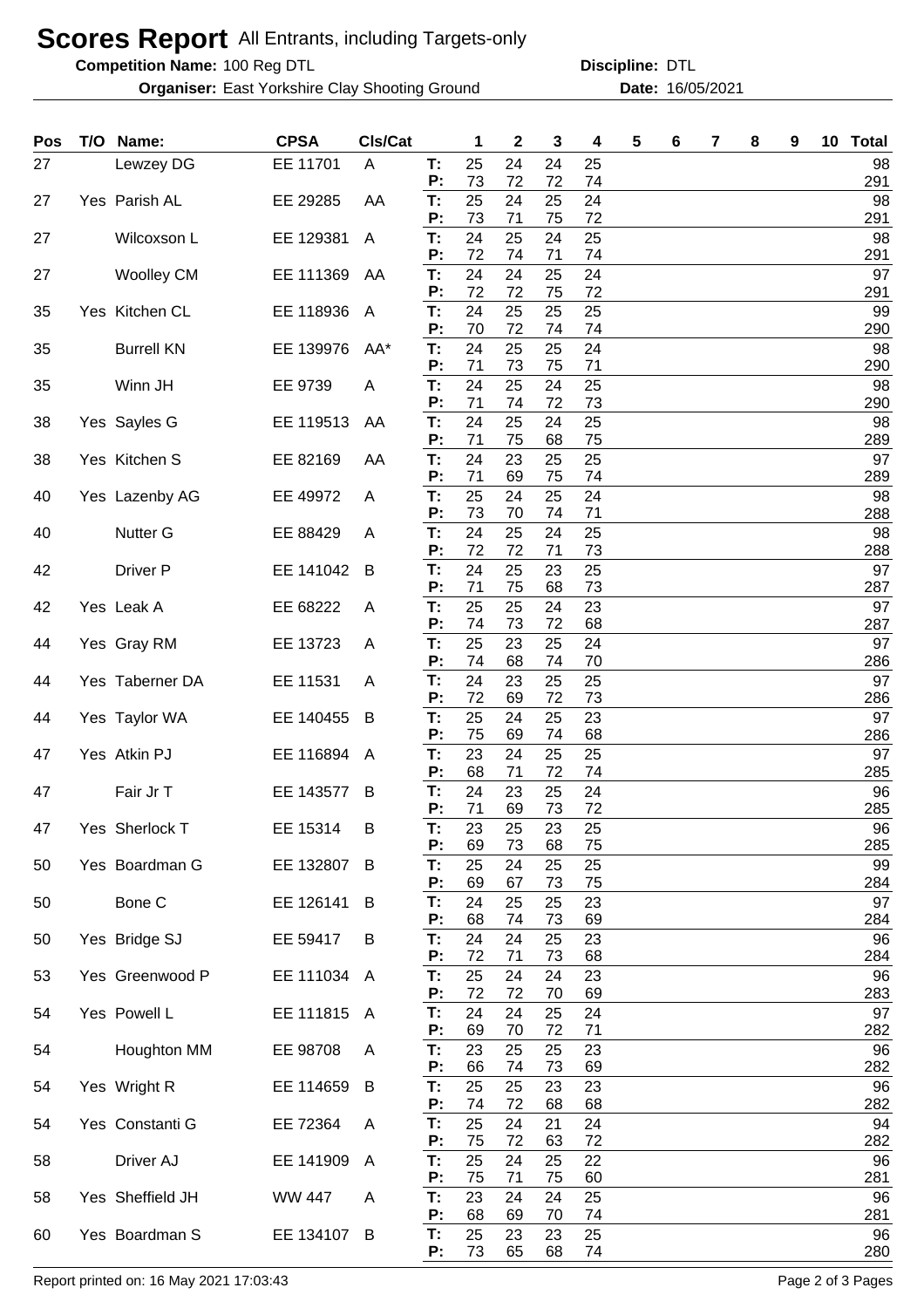# Scores Report All Entrants, including Targets-only

**Competition Name:** 100 Reg DTL  **Discipline:** DTL

**Organiser:** East Yorkshire Clay Shooting Ground  **Date:** 16/05/2021

| Pos | T/O | Name: | CPSA | Cls/Cat | | 1 | 2 | 3 | 4 | 5 | 6 | 7 | 8 | 9 | 10 | Total |
|---|---|---|---|---|---|---|---|---|---|---|---|---|---|---|---|---|
| 27 | | Lewzey DG | EE 11701 | A | T: | 25 | 24 | 24 | 25 | | | | | | | 98 |
| | | | | | P: | 73 | 72 | 72 | 74 | | | | | | | 291 |
| 27 | Yes | Parish AL | EE 29285 | AA | T: | 25 | 24 | 25 | 24 | | | | | | | 98 |
| | | | | | P: | 73 | 71 | 75 | 72 | | | | | | | 291 |
| 27 | | Wilcoxson L | EE 129381 | A | T: | 24 | 25 | 24 | 25 | | | | | | | 98 |
| | | | | | P: | 72 | 74 | 71 | 74 | | | | | | | 291 |
| 27 | | Woolley CM | EE 111369 | AA | T: | 24 | 24 | 25 | 24 | | | | | | | 97 |
| | | | | | P: | 72 | 72 | 75 | 72 | | | | | | | 291 |
| 35 | Yes | Kitchen CL | EE 118936 | A | T: | 24 | 25 | 25 | 25 | | | | | | | 99 |
| | | | | | P: | 70 | 72 | 74 | 74 | | | | | | | 290 |
| 35 | | Burrell KN | EE 139976 | AA* | T: | 24 | 25 | 25 | 24 | | | | | | | 98 |
| | | | | | P: | 71 | 73 | 75 | 71 | | | | | | | 290 |
| 35 | | Winn JH | EE 9739 | A | T: | 24 | 25 | 24 | 25 | | | | | | | 98 |
| | | | | | P: | 71 | 74 | 72 | 73 | | | | | | | 290 |
| 38 | Yes | Sayles G | EE 119513 | AA | T: | 24 | 25 | 24 | 25 | | | | | | | 98 |
| | | | | | P: | 71 | 75 | 68 | 75 | | | | | | | 289 |
| 38 | Yes | Kitchen S | EE 82169 | AA | T: | 24 | 23 | 25 | 25 | | | | | | | 97 |
| | | | | | P: | 71 | 69 | 75 | 74 | | | | | | | 289 |
| 40 | Yes | Lazenby AG | EE 49972 | A | T: | 25 | 24 | 25 | 24 | | | | | | | 98 |
| | | | | | P: | 73 | 70 | 74 | 71 | | | | | | | 288 |
| 40 | | Nutter G | EE 88429 | A | T: | 24 | 25 | 24 | 25 | | | | | | | 98 |
| | | | | | P: | 72 | 72 | 71 | 73 | | | | | | | 288 |
| 42 | | Driver P | EE 141042 | B | T: | 24 | 25 | 23 | 25 | | | | | | | 97 |
| | | | | | P: | 71 | 75 | 68 | 73 | | | | | | | 287 |
| 42 | Yes | Leak A | EE 68222 | A | T: | 25 | 25 | 24 | 23 | | | | | | | 97 |
| | | | | | P: | 74 | 73 | 72 | 68 | | | | | | | 287 |
| 44 | Yes | Gray RM | EE 13723 | A | T: | 25 | 23 | 25 | 24 | | | | | | | 97 |
| | | | | | P: | 74 | 68 | 74 | 70 | | | | | | | 286 |
| 44 | Yes | Taberner DA | EE 11531 | A | T: | 24 | 23 | 25 | 25 | | | | | | | 97 |
| | | | | | P: | 72 | 69 | 72 | 73 | | | | | | | 286 |
| 44 | Yes | Taylor WA | EE 140455 | B | T: | 25 | 24 | 25 | 23 | | | | | | | 97 |
| | | | | | P: | 75 | 69 | 74 | 68 | | | | | | | 286 |
| 47 | Yes | Atkin PJ | EE 116894 | A | T: | 23 | 24 | 25 | 25 | | | | | | | 97 |
| | | | | | P: | 68 | 71 | 72 | 74 | | | | | | | 285 |
| 47 | | Fair Jr T | EE 143577 | B | T: | 24 | 23 | 25 | 24 | | | | | | | 96 |
| | | | | | P: | 71 | 69 | 73 | 72 | | | | | | | 285 |
| 47 | Yes | Sherlock T | EE 15314 | B | T: | 23 | 25 | 23 | 25 | | | | | | | 96 |
| | | | | | P: | 69 | 73 | 68 | 75 | | | | | | | 285 |
| 50 | Yes | Boardman G | EE 132807 | B | T: | 25 | 24 | 25 | 25 | | | | | | | 99 |
| | | | | | P: | 69 | 67 | 73 | 75 | | | | | | | 284 |
| 50 | | Bone C | EE 126141 | B | T: | 24 | 25 | 25 | 23 | | | | | | | 97 |
| | | | | | P: | 68 | 74 | 73 | 69 | | | | | | | 284 |
| 50 | Yes | Bridge SJ | EE 59417 | B | T: | 24 | 24 | 25 | 23 | | | | | | | 96 |
| | | | | | P: | 72 | 71 | 73 | 68 | | | | | | | 284 |
| 53 | Yes | Greenwood P | EE 111034 | A | T: | 25 | 24 | 24 | 23 | | | | | | | 96 |
| | | | | | P: | 72 | 72 | 70 | 69 | | | | | | | 283 |
| 54 | Yes | Powell L | EE 111815 | A | T: | 24 | 24 | 25 | 24 | | | | | | | 97 |
| | | | | | P: | 69 | 70 | 72 | 71 | | | | | | | 282 |
| 54 | | Houghton MM | EE 98708 | A | T: | 23 | 25 | 25 | 23 | | | | | | | 96 |
| | | | | | P: | 66 | 74 | 73 | 69 | | | | | | | 282 |
| 54 | Yes | Wright R | EE 114659 | B | T: | 25 | 25 | 23 | 23 | | | | | | | 96 |
| | | | | | P: | 74 | 72 | 68 | 68 | | | | | | | 282 |
| 54 | Yes | Constanti G | EE 72364 | A | T: | 25 | 24 | 21 | 24 | | | | | | | 94 |
| | | | | | P: | 75 | 72 | 63 | 72 | | | | | | | 282 |
| 58 | | Driver AJ | EE 141909 | A | T: | 25 | 24 | 25 | 22 | | | | | | | 96 |
| | | | | | P: | 75 | 71 | 75 | 60 | | | | | | | 281 |
| 58 | Yes | Sheffield JH | WW 447 | A | T: | 23 | 24 | 24 | 25 | | | | | | | 96 |
| | | | | | P: | 68 | 69 | 70 | 74 | | | | | | | 281 |
| 60 | Yes | Boardman S | EE 134107 | B | T: | 25 | 23 | 23 | 25 | | | | | | | 96 |
| | | | | | P: | 73 | 65 | 68 | 74 | | | | | | | 280 |

Report printed on: 16 May 2021 17:03:43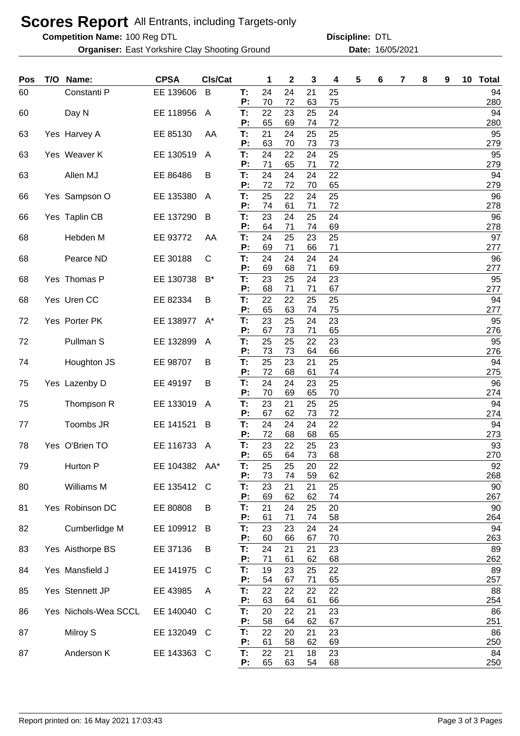# Scores Report All Entrants, including Targets-only

**Competition Name:** 100 Reg DTL **Discipline:** DTL

**Organiser:** East Yorkshire Clay Shooting Ground **Date:** 16/05/2021

| Pos | T/O | Name: | CPSA | Cls/Cat | | 1 | 2 | 3 | 4 | 5 | 6 | 7 | 8 | 9 | 10 | Total |
|---|---|---|---|---|---|---|---|---|---|---|---|---|---|---|---|---|
| 60 | | Constanti P | EE 139606 | B | T: | 24 | 24 | 21 | 25 | | | | | | | 94 |
| | | | | | P: | 70 | 72 | 63 | 75 | | | | | | | 280 |
| 60 | | Day N | EE 118956 | A | T: | 22 | 23 | 25 | 24 | | | | | | | 94 |
| | | | | | P: | 65 | 69 | 74 | 72 | | | | | | | 280 |
| 63 | Yes | Harvey A | EE 85130 | AA | T: | 21 | 24 | 25 | 25 | | | | | | | 95 |
| | | | | | P: | 63 | 70 | 73 | 73 | | | | | | | 279 |
| 63 | Yes | Weaver K | EE 130519 | A | T: | 24 | 22 | 24 | 25 | | | | | | | 95 |
| | | | | | P: | 71 | 65 | 71 | 72 | | | | | | | 279 |
| 63 | | Allen MJ | EE 86486 | B | T: | 24 | 24 | 24 | 22 | | | | | | | 94 |
| | | | | | P: | 72 | 72 | 70 | 65 | | | | | | | 279 |
| 66 | Yes | Sampson O | EE 135380 | A | T: | 25 | 22 | 24 | 25 | | | | | | | 96 |
| | | | | | P: | 74 | 61 | 71 | 72 | | | | | | | 278 |
| 66 | Yes | Taplin CB | EE 137290 | B | T: | 23 | 24 | 25 | 24 | | | | | | | 96 |
| | | | | | P: | 64 | 71 | 74 | 69 | | | | | | | 278 |
| 68 | | Hebden M | EE 93772 | AA | T: | 24 | 25 | 23 | 25 | | | | | | | 97 |
| | | | | | P: | 69 | 71 | 66 | 71 | | | | | | | 277 |
| 68 | | Pearce ND | EE 30188 | C | T: | 24 | 24 | 24 | 24 | | | | | | | 96 |
| | | | | | P: | 69 | 68 | 71 | 69 | | | | | | | 277 |
| 68 | Yes | Thomas P | EE 130738 | B* | T: | 23 | 25 | 24 | 23 | | | | | | | 95 |
| | | | | | P: | 68 | 71 | 71 | 67 | | | | | | | 277 |
| 68 | Yes | Uren CC | EE 82334 | B | T: | 22 | 22 | 25 | 25 | | | | | | | 94 |
| | | | | | P: | 65 | 63 | 74 | 75 | | | | | | | 277 |
| 72 | Yes | Porter PK | EE 138977 | A* | T: | 23 | 25 | 24 | 23 | | | | | | | 95 |
| | | | | | P: | 67 | 73 | 71 | 65 | | | | | | | 276 |
| 72 | | Pullman S | EE 132899 | A | T: | 25 | 25 | 22 | 23 | | | | | | | 95 |
| | | | | | P: | 73 | 73 | 64 | 66 | | | | | | | 276 |
| 74 | | Houghton JS | EE 98707 | B | T: | 25 | 23 | 21 | 25 | | | | | | | 94 |
| | | | | | P: | 72 | 68 | 61 | 74 | | | | | | | 275 |
| 75 | Yes | Lazenby D | EE 49197 | B | T: | 24 | 24 | 23 | 25 | | | | | | | 96 |
| | | | | | P: | 70 | 69 | 65 | 70 | | | | | | | 274 |
| 75 | | Thompson R | EE 133019 | A | T: | 23 | 21 | 25 | 25 | | | | | | | 94 |
| | | | | | P: | 67 | 62 | 73 | 72 | | | | | | | 274 |
| 77 | | Toombs JR | EE 141521 | B | T: | 24 | 24 | 24 | 22 | | | | | | | 94 |
| | | | | | P: | 72 | 68 | 68 | 65 | | | | | | | 273 |
| 78 | Yes | O'Brien TO | EE 116733 | A | T: | 23 | 22 | 25 | 23 | | | | | | | 93 |
| | | | | | P: | 65 | 64 | 73 | 68 | | | | | | | 270 |
| 79 | | Hurton P | EE 104382 | AA* | T: | 25 | 25 | 20 | 22 | | | | | | | 92 |
| | | | | | P: | 73 | 74 | 59 | 62 | | | | | | | 268 |
| 80 | | Williams M | EE 135412 | C | T: | 23 | 21 | 21 | 25 | | | | | | | 90 |
| | | | | | P: | 69 | 62 | 62 | 74 | | | | | | | 267 |
| 81 | Yes | Robinson DC | EE 80808 | B | T: | 21 | 24 | 25 | 20 | | | | | | | 90 |
| | | | | | P: | 61 | 71 | 74 | 58 | | | | | | | 264 |
| 82 | | Cumberlidge M | EE 109912 | B | T: | 23 | 23 | 24 | 24 | | | | | | | 94 |
| | | | | | P: | 60 | 66 | 67 | 70 | | | | | | | 263 |
| 83 | Yes | Aisthorpe BS | EE 37136 | B | T: | 24 | 21 | 21 | 23 | | | | | | | 89 |
| | | | | | P: | 71 | 61 | 62 | 68 | | | | | | | 262 |
| 84 | Yes | Mansfield J | EE 141975 | C | T: | 19 | 23 | 25 | 22 | | | | | | | 89 |
| | | | | | P: | 54 | 67 | 71 | 65 | | | | | | | 257 |
| 85 | Yes | Stennett JP | EE 43985 | A | T: | 22 | 22 | 22 | 22 | | | | | | | 88 |
| | | | | | P: | 63 | 64 | 61 | 66 | | | | | | | 254 |
| 86 | Yes | Nichols-Wea SCCL | EE 140040 | C | T: | 20 | 22 | 21 | 23 | | | | | | | 86 |
| | | | | | P: | 58 | 64 | 62 | 67 | | | | | | | 251 |
| 87 | | Milroy S | EE 132049 | C | T: | 22 | 20 | 21 | 23 | | | | | | | 86 |
| | | | | | P: | 61 | 58 | 62 | 69 | | | | | | | 250 |
| 87 | | Anderson K | EE 143363 | C | T: | 22 | 21 | 18 | 23 | | | | | | | 84 |
| | | | | | P: | 65 | 63 | 54 | 68 | | | | | | | 250 |

Report printed on: 16 May 2021 17:03:43